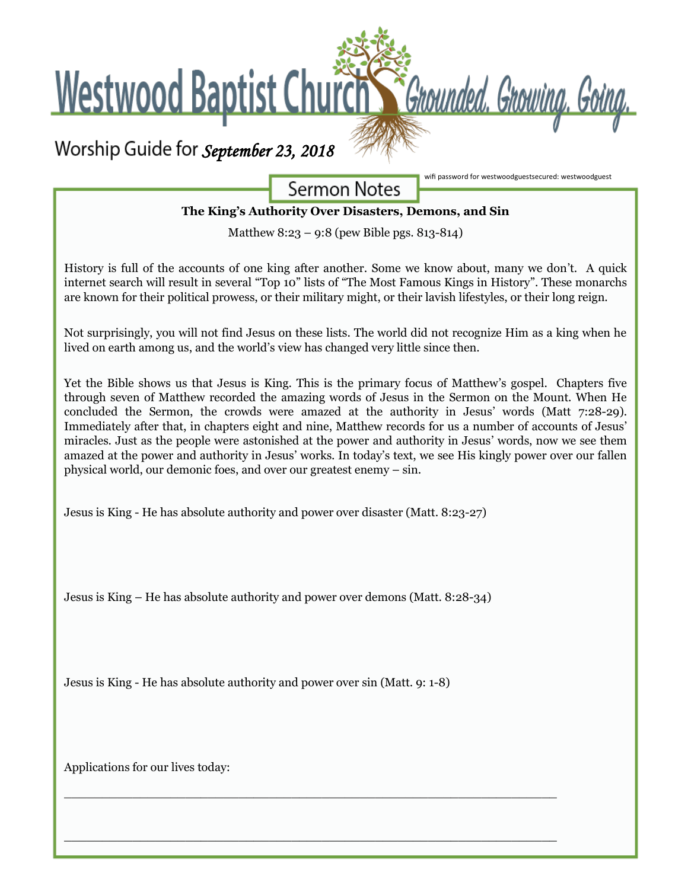# Westwood Baptist Church *Grounded. Growing. Going.*

Worship Guide for *September 23, 2018*

wifi password for westwoodguestsecured: westwoodguest

## Sermon Notes

**The King's Authority Over Disasters, Demons, and Sin**

Matthew 8:23 – 9:8 (pew Bible pgs. 813-814)

History is full of the accounts of one king after another. Some we know about, many we don't. A quick internet search will result in several "Top 10" lists of "The Most Famous Kings in History". These monarchs are known for their political prowess, or their military might, or their lavish lifestyles, or their long reign.

Not surprisingly, you will not find Jesus on these lists. The world did not recognize Him as a king when he lived on earth among us, and the world's view has changed very little since then.

Yet the Bible shows us that Jesus is King. This is the primary focus of Matthew's gospel. Chapters five through seven of Matthew recorded the amazing words of Jesus in the Sermon on the Mount. When He concluded the Sermon, the crowds were amazed at the authority in Jesus' words (Matt 7:28-29). Immediately after that, in chapters eight and nine, Matthew records for us a number of accounts of Jesus' miracles. Just as the people were astonished at the power and authority in Jesus' words, now we see them amazed at the power and authority in Jesus' works. In today's text, we see His kingly power over our fallen physical world, our demonic foes, and over our greatest enemy – sin.

Jesus is King - He has absolute authority and power over disaster (Matt. 8:23-27)

Jesus is King – He has absolute authority and power over demons (Matt. 8:28-34)

Jesus is King - He has absolute authority and power over sin (Matt. 9: 1-8)

Applications for our lives today:

\_\_\_\_\_\_\_\_\_\_\_\_\_\_\_\_\_\_\_\_\_\_\_\_\_\_\_\_\_\_\_\_\_\_\_\_\_\_\_\_\_\_\_\_\_\_\_\_\_\_\_\_\_\_\_\_\_\_\_\_

\_\_\_\_\_\_\_\_\_\_\_\_\_\_\_\_\_\_\_\_\_\_\_\_\_\_\_\_\_\_\_\_\_\_\_\_\_\_\_\_\_\_\_\_\_\_\_\_\_\_\_\_\_\_\_\_\_\_\_\_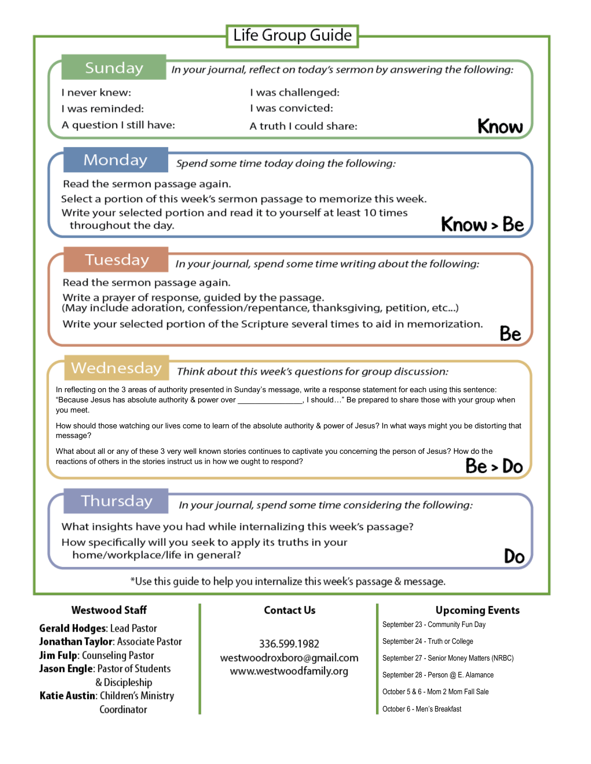# Life Group Guide

## Sunday

*In your journal, reflect on today's sermon by answering the following:*

I never knew:

I was reminded:

A question I still have:

I was challenged:

I was convicted:

A truth I could share:

**Know**

## Monday

*Spend some time today doing the following:*

Read the sermon passage again.

Select a portion of this week's sermon passage to memorize this week.

Write your selected portion and read it to yourself at least 10 times throughout the day.

**Know > Be**

## Tuesday

*In your journal, spend some time writing about the following:*

Read the sermon passage again.

Write a prayer of response, guided by the passage.
(May include adoration, confession/repentance, thanksgiving, petition, etc...)

Write your selected portion of the Scripture several times to aid in memorization.

**Be**

## Wednesday

*Think about this week's questions for group discussion:*

In reflecting on the 3 areas of authority presented in Sunday's message, write a response statement for each using this sentence: "Because Jesus has absolute authority & power over _______________, I should…" Be prepared to share those with your group when you meet.

How should those watching our lives come to learn of the absolute authority & power of Jesus? In what ways might you be distorting that message?

What about all or any of these 3 very well known stories continues to captivate you concerning the person of Jesus? How do the reactions of others in the stories instruct us in how we ought to respond?

**Be > Do**

## Thursday

*In your journal, spend some time considering the following:*

What insights have you had while internalizing this week's passage?

How specifically will you seek to apply its truths in your home/workplace/life in general?

**Do**

*Use this guide to help you internalize this week's passage & message.

### Westwood Staff

**Gerald Hodges**: Lead Pastor
**Jonathan Taylor**: Associate Pastor
**Jim Fulp**: Counseling Pastor
**Jason Engle**: Pastor of Students & Discipleship
**Katie Austin**: Children's Ministry Coordinator

### Contact Us

336.599.1982
westwoodroxboro@gmail.com
www.westwoodfamily.org

### Upcoming Events

September 23 - Community Fun Day

September 24 - Truth or College

September 27 - Senior Money Matters (NRBC)

September 28 - Person @ E. Alamance

October 5 & 6 - Mom 2 Mom Fall Sale

October 6 - Men's Breakfast